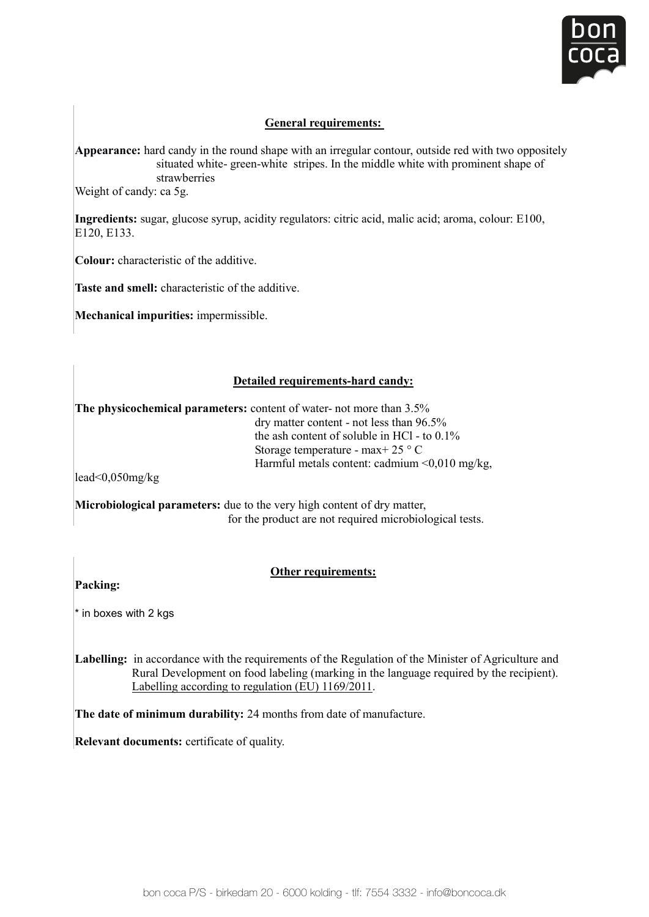## General requirements:

**Appearance:** hard candy in the round shape with an irregular contour, outside red with two oppositely situated white- green-white stripes. In the middle white with prominent shape of strawberries

Weight of candy: ca 5g.

**Ingredients:** sugar, glucose syrup, acidity regulators: citric acid, malic acid; aroma, colour: E100, E120, E133.

**Colour:** characteristic of the additive.

**Taste and smell:** characteristic of the additive.

**Mechanical impurities:** impermissible.

## Detailed requirements-hard candy:

**The physicochemical parameters:** content of water- not more than 3.5%
dry matter content - not less than 96.5%
the ash content of soluble in HCl - to 0.1%
Storage temperature - max+ 25 ° C
Harmful metals content: cadmium <0,010 mg/kg, lead<0,050mg/kg

**Microbiological parameters:** due to the very high content of dry matter, for the product are not required microbiological tests.

## Other requirements:

**Packing:**

* in boxes with 2 kgs

**Labelling:** in accordance with the requirements of the Regulation of the Minister of Agriculture and Rural Development on food labeling (marking in the language required by the recipient). Labelling according to regulation (EU) 1169/2011.

**The date of minimum durability:** 24 months from date of manufacture.

**Relevant documents:** certificate of quality.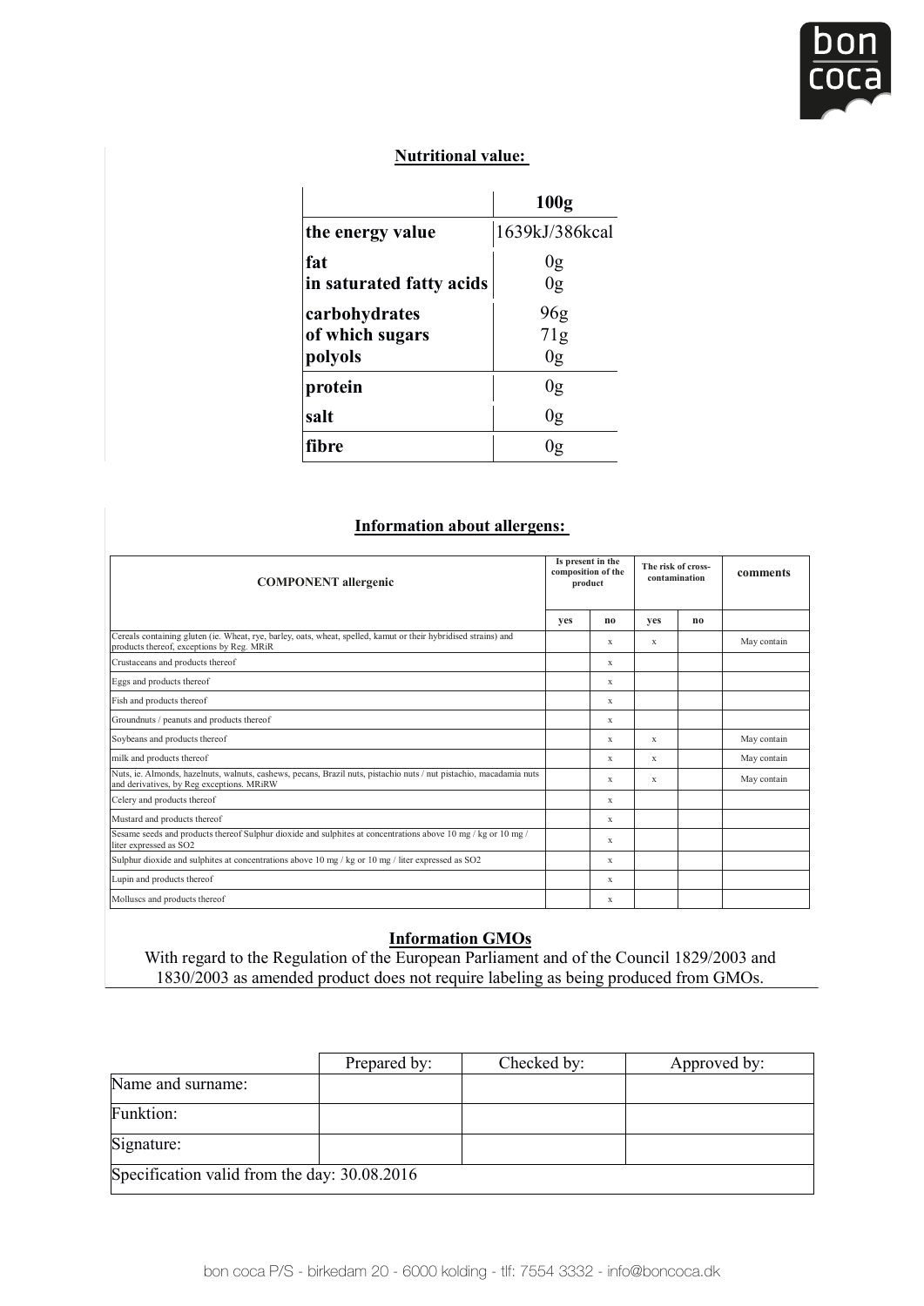## Nutritional value:

| | 100g |
|---|---|
| the energy value | 1639kJ/386kcal |
| fat | 0g |
| in saturated fatty acids | 0g |
| carbohydrates | 96g |
| of which sugars | 71g |
| polyols | 0g |
| protein | 0g |
| salt | 0g |
| fibre | 0g |

## Information about allergens:

| COMPONENT allergenic | Is present in the composition of the product | | The risk of cross-contamination | | comments |
|---|---|---|---|---|---|
| | yes | no | yes | no | |
| Cereals containing gluten (ie. Wheat, rye, barley, oats, wheat, spelled, kamut or their hybridised strains) and products thereof, exceptions by Reg. MRiR | | x | x | | May contain |
| Crustaceans and products thereof | | x | | | |
| Eggs and products thereof | | x | | | |
| Fish and products thereof | | x | | | |
| Groundnuts / peanuts and products thereof | | x | | | |
| Soybeans and products thereof | | x | x | | May contain |
| milk and products thereof | | x | x | | May contain |
| Nuts, ie. Almonds, hazelnuts, walnuts, cashews, pecans, Brazil nuts, pistachio nuts / nut pistachio, macadamia nuts and derivatives, by Reg exceptions. MRiRW | | x | x | | May contain |
| Celery and products thereof | | x | | | |
| Mustard and products thereof | | x | | | |
| Sesame seeds and products thereof Sulphur dioxide and sulphites at concentrations above 10 mg / kg or 10 mg / liter expressed as SO2 | | x | | | |
| Sulphur dioxide and sulphites at concentrations above 10 mg / kg or 10 mg / liter expressed as SO2 | | x | | | |
| Lupin and products thereof | | x | | | |
| Molluscs and products thereof | | x | | | |

## Information GMOs

With regard to the Regulation of the European Parliament and of the Council 1829/2003 and 1830/2003 as amended product does not require labeling as being produced from GMOs.

| | Prepared by: | Checked by: | Approved by: |
|---|---|---|---|
| Name and surname: | | | |
| Funktion: | | | |
| Signature: | | | |
| Specification valid from the day: 30.08.2016 | | | |

bon coca P/S - birkedam 20 - 6000 kolding - tlf: 7554 3332 - info@boncoca.dk